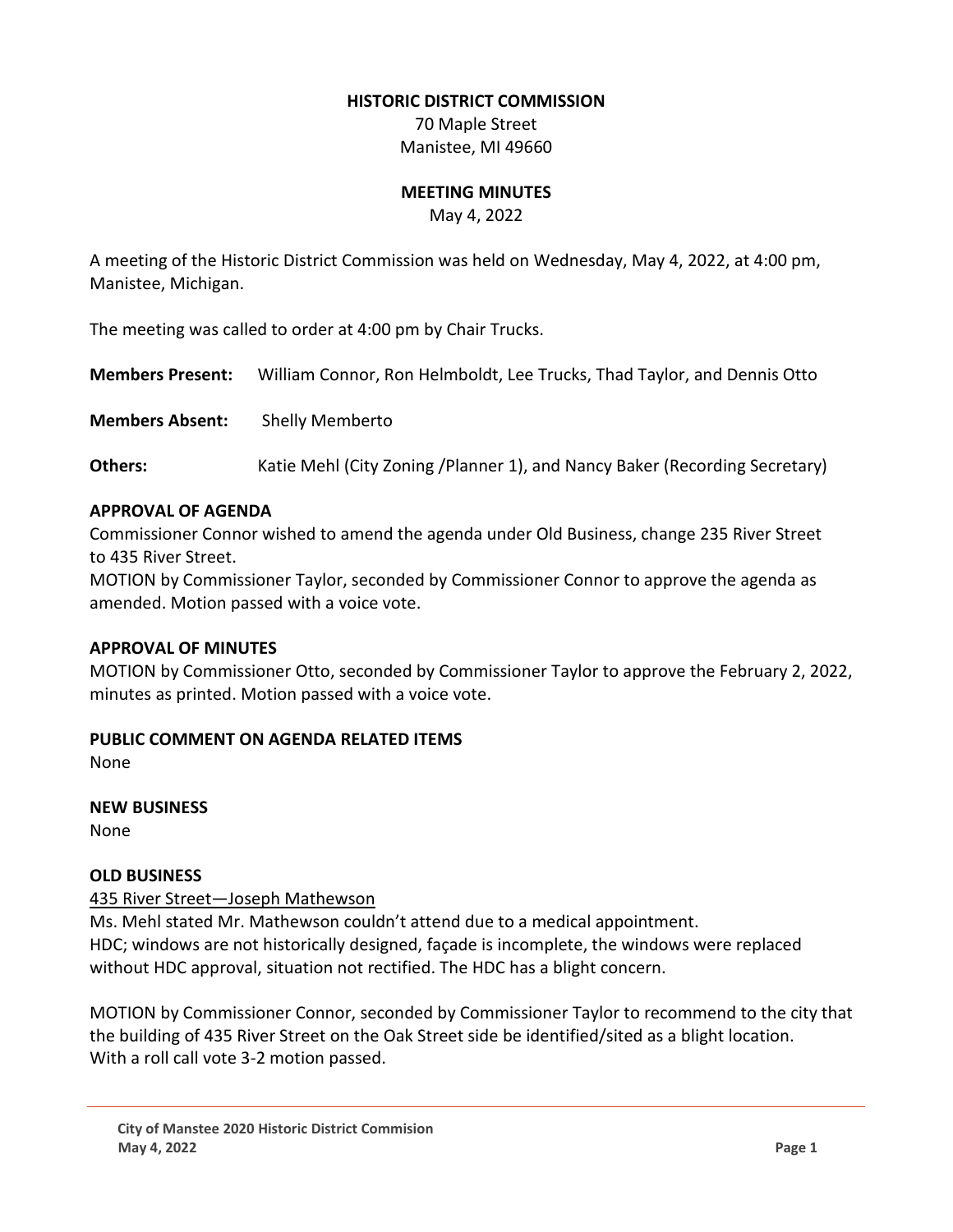**HISTORIC DISTRICT COMMISSION**

70 Maple Street
Manistee, MI 49660

**MEETING MINUTES**

May 4, 2022

A meeting of the Historic District Commission was held on Wednesday, May 4, 2022, at 4:00 pm, Manistee, Michigan.

The meeting was called to order at 4:00 pm by Chair Trucks.

**Members Present:** William Connor, Ron Helmboldt, Lee Trucks, Thad Taylor, and Dennis Otto

**Members Absent:** Shelly Memberto

**Others:** Katie Mehl (City Zoning /Planner 1), and Nancy Baker (Recording Secretary)

## APPROVAL OF AGENDA

Commissioner Connor wished to amend the agenda under Old Business, change 235 River Street to 435 River Street.

MOTION by Commissioner Taylor, seconded by Commissioner Connor to approve the agenda as amended. Motion passed with a voice vote.

## APPROVAL OF MINUTES

MOTION by Commissioner Otto, seconded by Commissioner Taylor to approve the February 2, 2022, minutes as printed. Motion passed with a voice vote.

## PUBLIC COMMENT ON AGENDA RELATED ITEMS

None

## NEW BUSINESS

None

## OLD BUSINESS

435 River Street—Joseph Mathewson

Ms. Mehl stated Mr. Mathewson couldn't attend due to a medical appointment.

HDC; windows are not historically designed, façade is incomplete, the windows were replaced without HDC approval, situation not rectified. The HDC has a blight concern.

MOTION by Commissioner Connor, seconded by Commissioner Taylor to recommend to the city that the building of 435 River Street on the Oak Street side be identified/sited as a blight location. With a roll call vote 3-2 motion passed.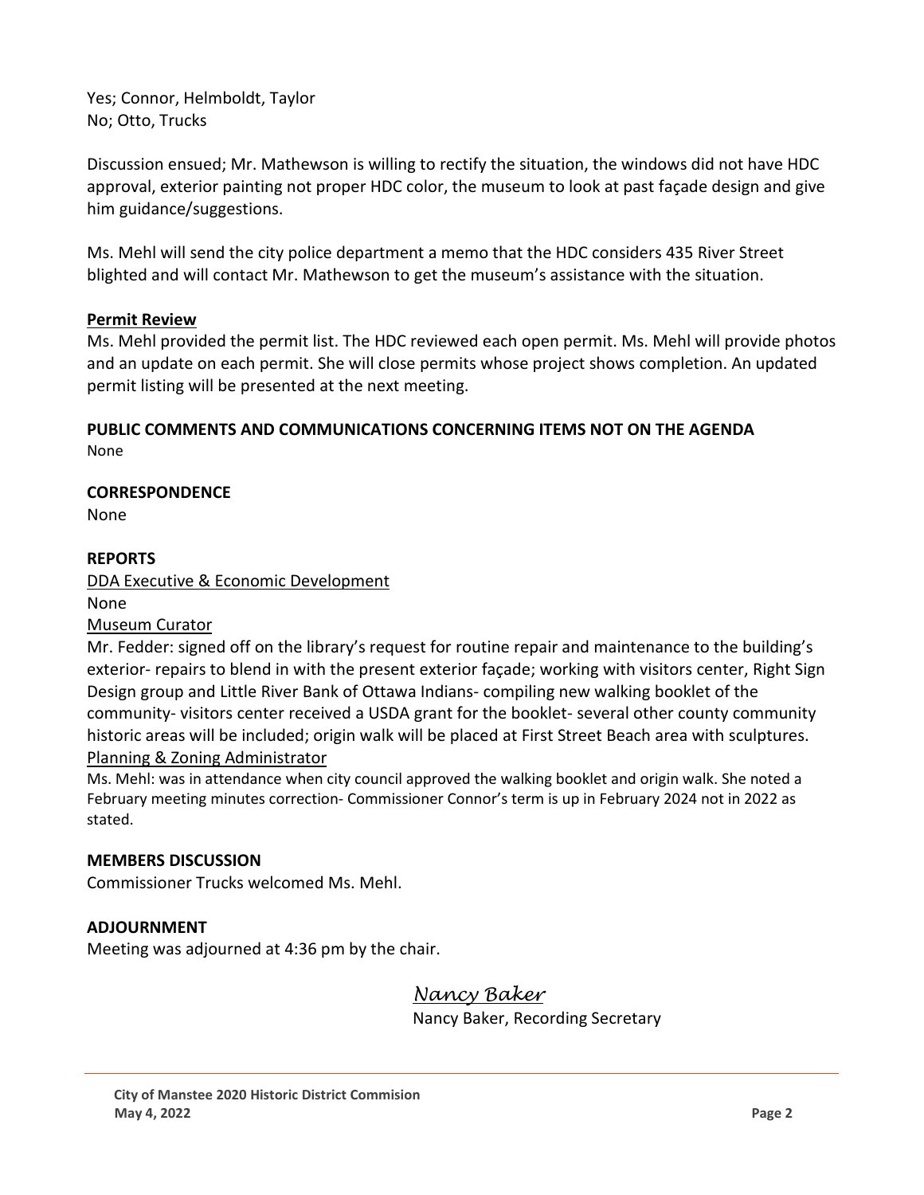Yes; Connor, Helmboldt, Taylor
No; Otto, Trucks

Discussion ensued; Mr. Mathewson is willing to rectify the situation, the windows did not have HDC approval, exterior painting not proper HDC color, the museum to look at past façade design and give him guidance/suggestions.

Ms. Mehl will send the city police department a memo that the HDC considers 435 River Street blighted and will contact Mr. Mathewson to get the museum's assistance with the situation.

**Permit Review**

Ms. Mehl provided the permit list. The HDC reviewed each open permit. Ms. Mehl will provide photos and an update on each permit. She will close permits whose project shows completion. An updated permit listing will be presented at the next meeting.

**PUBLIC COMMENTS AND COMMUNICATIONS CONCERNING ITEMS NOT ON THE AGENDA**

None

**CORRESPONDENCE**

None

**REPORTS**

DDA Executive & Economic Development

None

Museum Curator

Mr. Fedder: signed off on the library's request for routine repair and maintenance to the building's exterior- repairs to blend in with the present exterior façade; working with visitors center, Right Sign Design group and Little River Bank of Ottawa Indians- compiling new walking booklet of the community- visitors center received a USDA grant for the booklet- several other county community historic areas will be included; origin walk will be placed at First Street Beach area with sculptures.

Planning & Zoning Administrator

Ms. Mehl: was in attendance when city council approved the walking booklet and origin walk. She noted a February meeting minutes correction- Commissioner Connor's term is up in February 2024 not in 2022 as stated.

**MEMBERS DISCUSSION**

Commissioner Trucks welcomed Ms. Mehl.

**ADJOURNMENT**

Meeting was adjourned at 4:36 pm by the chair.

*Nancy Baker*

Nancy Baker, Recording Secretary